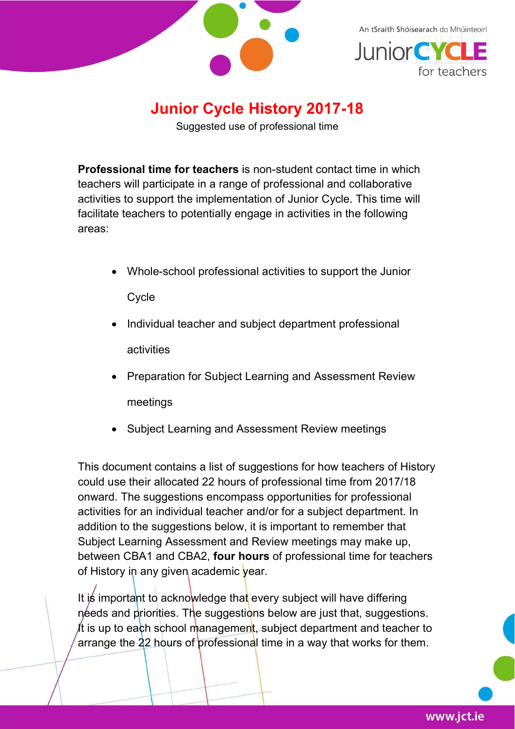An tSraith Shóisearach do Mhúinteoirí

Junior CYCLE for teachers

# Junior Cycle History 2017-18

Suggested use of professional time

**Professional time for teachers** is non-student contact time in which teachers will participate in a range of professional and collaborative activities to support the implementation of Junior Cycle. This time will facilitate teachers to potentially engage in activities in the following areas:

- Whole-school professional activities to support the Junior Cycle
- Individual teacher and subject department professional activities
- Preparation for Subject Learning and Assessment Review meetings
- Subject Learning and Assessment Review meetings

This document contains a list of suggestions for how teachers of History could use their allocated 22 hours of professional time from 2017/18 onward. The suggestions encompass opportunities for professional activities for an individual teacher and/or for a subject department. In addition to the suggestions below, it is important to remember that Subject Learning Assessment and Review meetings may make up, between CBA1 and CBA2, **four hours** of professional time for teachers of History in any given academic year.

It is important to acknowledge that every subject will have differing needs and priorities. The suggestions below are just that, suggestions. It is up to each school management, subject department and teacher to arrange the 22 hours of professional time in a way that works for them.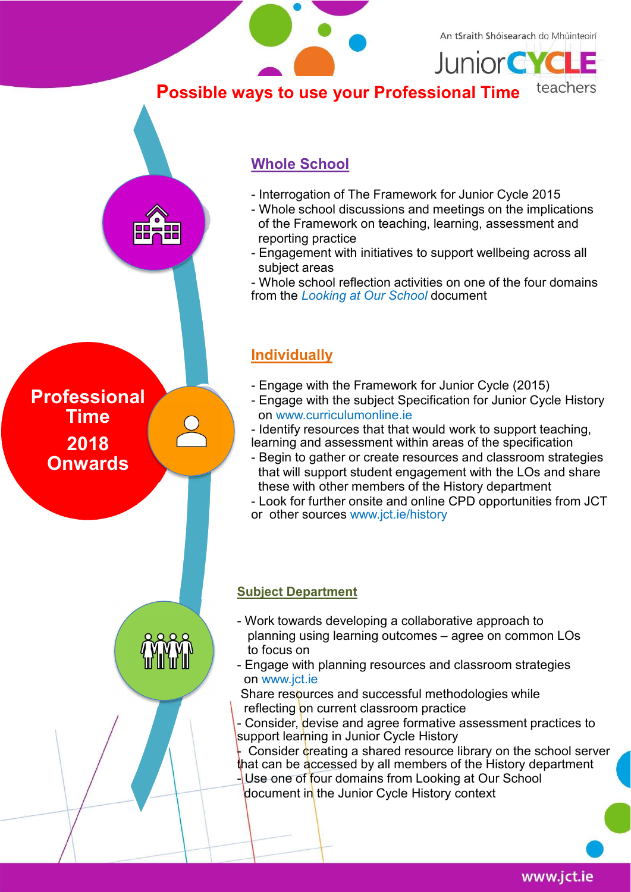An tSraith Shóisearach do Mhúinteoirí

Junior CYCLE teachers

# Possible ways to use your Professional Time

**Professional Time 2018 Onwards**

## Whole School

- Interrogation of The Framework for Junior Cycle 2015
- Whole school discussions and meetings on the implications of the Framework on teaching, learning, assessment and reporting practice
- Engagement with initiatives to support wellbeing across all subject areas
- Whole school reflection activities on one of the four domains from the *Looking at Our School* document

## Individually

- Engage with the Framework for Junior Cycle (2015)
- Engage with the subject Specification for Junior Cycle History on www.curriculumonline.ie
- Identify resources that that would work to support teaching, learning and assessment within areas of the specification
- Begin to gather or create resources and classroom strategies that will support student engagement with the LOs and share these with other members of the History department
- Look for further onsite and online CPD opportunities from JCT or other sources www.jct.ie/history

## Subject Department

- Work towards developing a collaborative approach to planning using learning outcomes – agree on common LOs to focus on
- Engage with planning resources and classroom strategies on www.jct.ie
- Share resources and successful methodologies while reflecting on current classroom practice
- Consider, devise and agree formative assessment practices to support learning in Junior Cycle History
- Consider creating a shared resource library on the school server that can be accessed by all members of the History department
- Use one of four domains from Looking at Our School document in the Junior Cycle History context

www.jct.ie